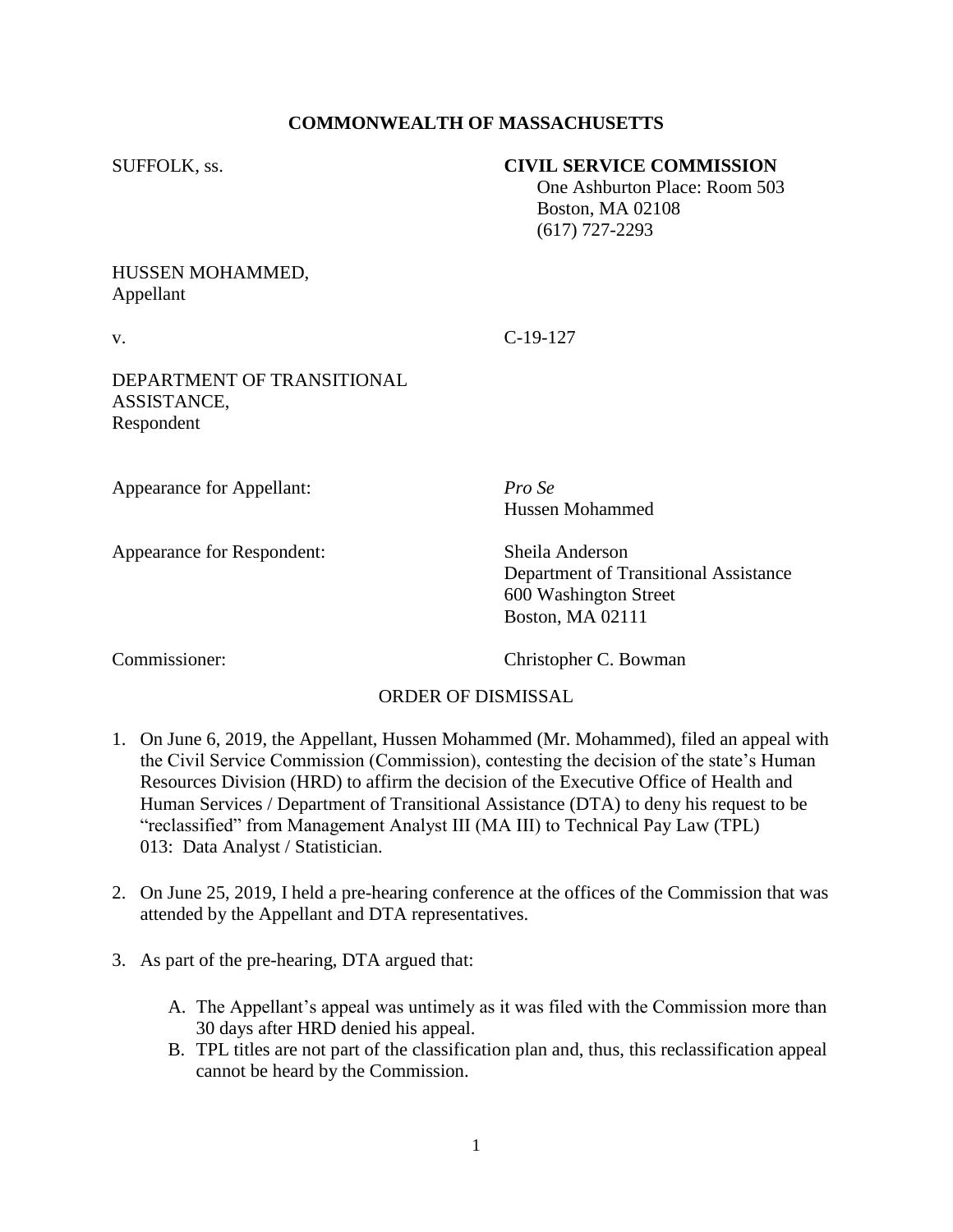**COMMONWEALTH OF MASSACHUSETTS**

SUFFOLK, ss.

**CIVIL SERVICE COMMISSION**
One Ashburton Place: Room 503
Boston, MA 02108
(617) 727-2293

HUSSEN MOHAMMED,
Appellant

v. C-19-127

DEPARTMENT OF TRANSITIONAL ASSISTANCE,
Respondent

Appearance for Appellant: *Pro Se*
Hussen Mohammed

Appearance for Respondent: Sheila Anderson
Department of Transitional Assistance
600 Washington Street
Boston, MA 02111

Commissioner: Christopher C. Bowman

ORDER OF DISMISSAL

1. On June 6, 2019, the Appellant, Hussen Mohammed (Mr. Mohammed), filed an appeal with the Civil Service Commission (Commission), contesting the decision of the state's Human Resources Division (HRD) to affirm the decision of the Executive Office of Health and Human Services / Department of Transitional Assistance (DTA) to deny his request to be "reclassified" from Management Analyst III (MA III) to Technical Pay Law (TPL) 013: Data Analyst / Statistician.

2. On June 25, 2019, I held a pre-hearing conference at the offices of the Commission that was attended by the Appellant and DTA representatives.

3. As part of the pre-hearing, DTA argued that:

   A. The Appellant's appeal was untimely as it was filed with the Commission more than 30 days after HRD denied his appeal.
   B. TPL titles are not part of the classification plan and, thus, this reclassification appeal cannot be heard by the Commission.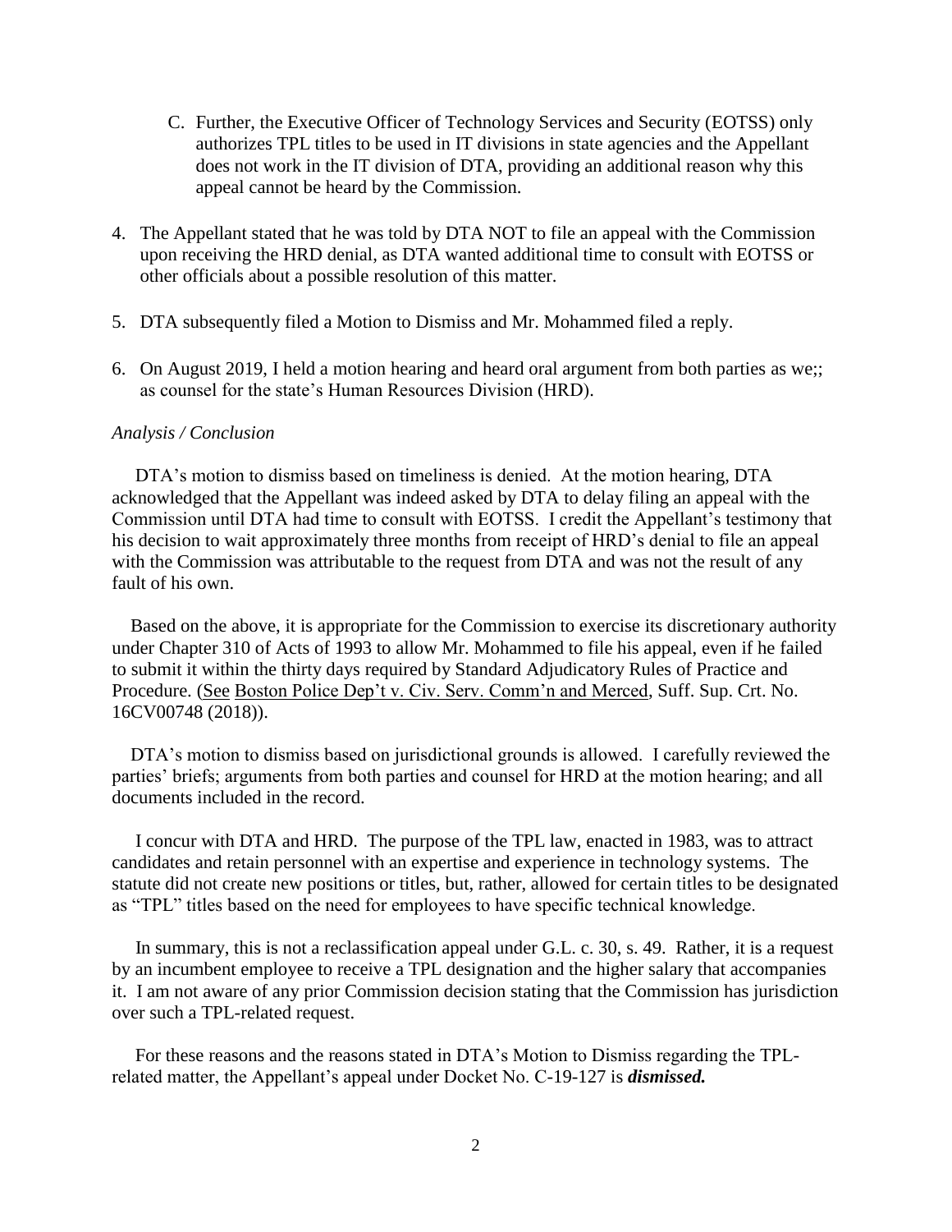C. Further, the Executive Officer of Technology Services and Security (EOTSS) only authorizes TPL titles to be used in IT divisions in state agencies and the Appellant does not work in the IT division of DTA, providing an additional reason why this appeal cannot be heard by the Commission.

4. The Appellant stated that he was told by DTA NOT to file an appeal with the Commission upon receiving the HRD denial, as DTA wanted additional time to consult with EOTSS or other officials about a possible resolution of this matter.

5. DTA subsequently filed a Motion to Dismiss and Mr. Mohammed filed a reply.

6. On August 2019, I held a motion hearing and heard oral argument from both parties as we;; as counsel for the state's Human Resources Division (HRD).

*Analysis / Conclusion*

DTA's motion to dismiss based on timeliness is denied. At the motion hearing, DTA acknowledged that the Appellant was indeed asked by DTA to delay filing an appeal with the Commission until DTA had time to consult with EOTSS. I credit the Appellant's testimony that his decision to wait approximately three months from receipt of HRD's denial to file an appeal with the Commission was attributable to the request from DTA and was not the result of any fault of his own.

Based on the above, it is appropriate for the Commission to exercise its discretionary authority under Chapter 310 of Acts of 1993 to allow Mr. Mohammed to file his appeal, even if he failed to submit it within the thirty days required by Standard Adjudicatory Rules of Practice and Procedure. (See Boston Police Dep't v. Civ. Serv. Comm'n and Merced, Suff. Sup. Crt. No. 16CV00748 (2018)).

DTA's motion to dismiss based on jurisdictional grounds is allowed. I carefully reviewed the parties' briefs; arguments from both parties and counsel for HRD at the motion hearing; and all documents included in the record.

I concur with DTA and HRD. The purpose of the TPL law, enacted in 1983, was to attract candidates and retain personnel with an expertise and experience in technology systems. The statute did not create new positions or titles, but, rather, allowed for certain titles to be designated as "TPL" titles based on the need for employees to have specific technical knowledge.

In summary, this is not a reclassification appeal under G.L. c. 30, s. 49. Rather, it is a request by an incumbent employee to receive a TPL designation and the higher salary that accompanies it. I am not aware of any prior Commission decision stating that the Commission has jurisdiction over such a TPL-related request.

For these reasons and the reasons stated in DTA's Motion to Dismiss regarding the TPL-related matter, the Appellant's appeal under Docket No. C-19-127 is ***dismissed.***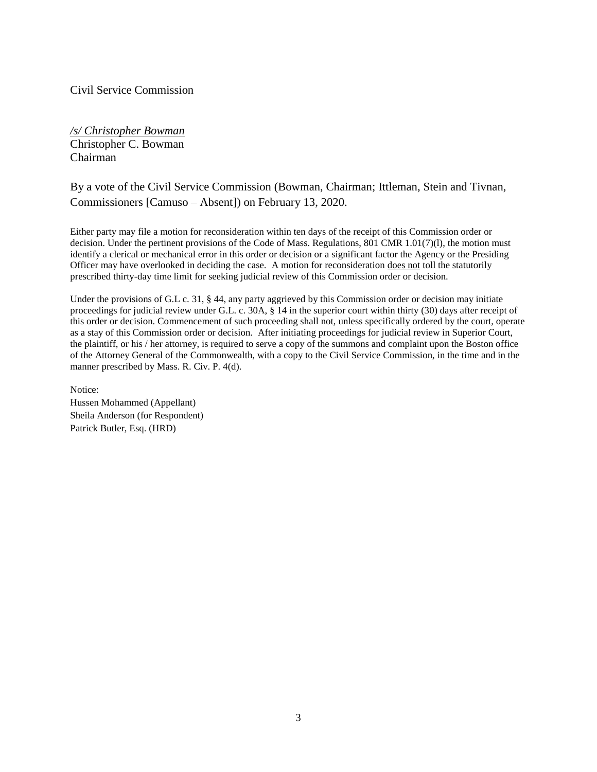Civil Service Commission

*/s/ Christopher Bowman*
Christopher C. Bowman
Chairman

By a vote of the Civil Service Commission (Bowman, Chairman; Ittleman, Stein and Tivnan, Commissioners [Camuso – Absent]) on February 13, 2020.

Either party may file a motion for reconsideration within ten days of the receipt of this Commission order or decision. Under the pertinent provisions of the Code of Mass. Regulations, 801 CMR 1.01(7)(l), the motion must identify a clerical or mechanical error in this order or decision or a significant factor the Agency or the Presiding Officer may have overlooked in deciding the case. A motion for reconsideration does not toll the statutorily prescribed thirty-day time limit for seeking judicial review of this Commission order or decision.

Under the provisions of G.L c. 31, § 44, any party aggrieved by this Commission order or decision may initiate proceedings for judicial review under G.L. c. 30A, § 14 in the superior court within thirty (30) days after receipt of this order or decision. Commencement of such proceeding shall not, unless specifically ordered by the court, operate as a stay of this Commission order or decision. After initiating proceedings for judicial review in Superior Court, the plaintiff, or his / her attorney, is required to serve a copy of the summons and complaint upon the Boston office of the Attorney General of the Commonwealth, with a copy to the Civil Service Commission, in the time and in the manner prescribed by Mass. R. Civ. P. 4(d).

Notice:
Hussen Mohammed (Appellant)
Sheila Anderson (for Respondent)
Patrick Butler, Esq. (HRD)